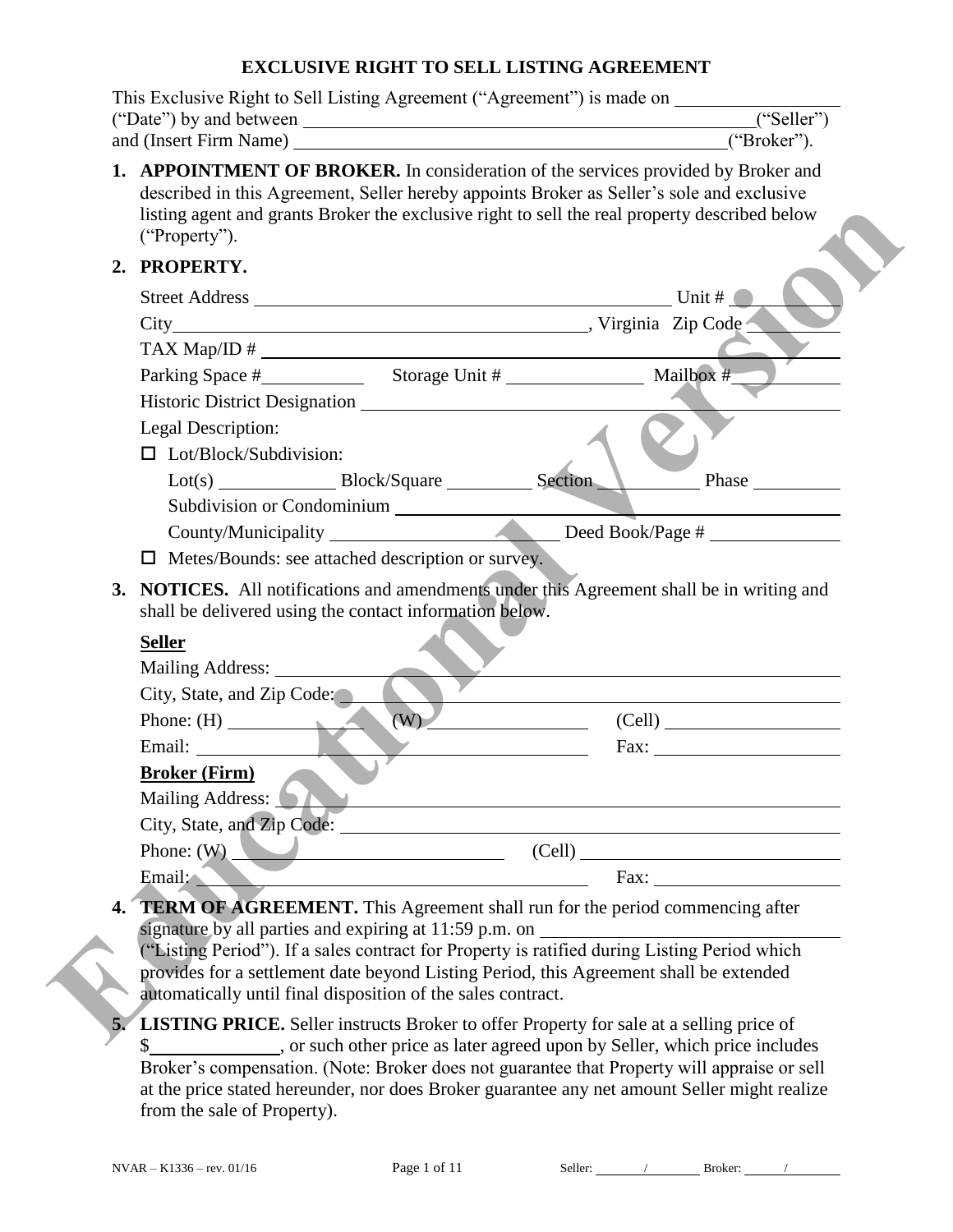# EXCLUSIVE RIGHT TO SELL LISTING AGREEMENT

This Exclusive Right to Sell Listing Agreement ("Agreement") is made on \_\_\_\_\_\_\_\_\_\_\_\_\_\_\_\_\_\_ ("Date") by and between \_\_\_\_\_\_\_\_\_\_\_\_\_\_\_\_\_\_\_\_\_\_\_\_\_\_\_\_\_\_\_\_\_\_\_\_\_\_\_\_\_\_\_\_\_\_\_\_\_\_ ("Seller") and (Insert Firm Name) \_\_\_\_\_\_\_\_\_\_\_\_\_\_\_\_\_\_\_\_\_\_\_\_\_\_\_\_\_\_\_\_\_\_\_\_\_\_\_\_\_\_\_\_\_\_\_\_ ("Broker").

1. **APPOINTMENT OF BROKER.** In consideration of the services provided by Broker and described in this Agreement, Seller hereby appoints Broker as Seller's sole and exclusive listing agent and grants Broker the exclusive right to sell the real property described below ("Property").

2. **PROPERTY.**

   Street Address \_\_\_\_\_\_\_\_\_\_\_\_\_\_\_\_\_\_\_\_\_\_\_\_\_\_\_\_\_\_\_\_\_\_\_\_\_\_\_\_\_\_\_\_ Unit # \_\_\_\_\_\_\_\_\_\_

   City \_\_\_\_\_\_\_\_\_\_\_\_\_\_\_\_\_\_\_\_\_\_\_\_\_\_\_\_\_\_\_\_\_\_\_\_\_\_\_\_\_\_\_\_\_\_\_\_, Virginia Zip Code \_\_\_\_\_\_\_\_

   TAX Map/ID # \_\_\_\_\_\_\_\_\_\_\_\_\_\_\_\_\_\_\_\_\_\_\_\_\_\_\_\_\_\_\_\_\_\_\_\_\_\_\_\_\_\_\_\_\_\_\_\_\_\_\_\_\_\_\_\_\_\_\_\_\_\_\_\_

   Parking Space # \_\_\_\_\_\_\_\_\_\_ Storage Unit # \_\_\_\_\_\_\_\_\_\_\_\_\_\_ Mailbox # \_\_\_\_\_\_\_\_\_\_\_\_

   Historic District Designation \_\_\_\_\_\_\_\_\_\_\_\_\_\_\_\_\_\_\_\_\_\_\_\_\_\_\_\_\_\_\_\_\_\_\_\_\_\_\_\_\_\_\_\_\_\_\_\_\_\_\_\_

   Legal Description:

   ☐ Lot/Block/Subdivision:

   Lot(s) \_\_\_\_\_\_\_\_\_\_\_ Block/Square \_\_\_\_\_\_\_\_\_ Section \_\_\_\_\_\_\_\_\_\_\_ Phase \_\_\_\_\_\_\_\_\_

   Subdivision or Condominium \_\_\_\_\_\_\_\_\_\_\_\_\_\_\_\_\_\_\_\_\_\_\_\_\_\_\_\_\_\_\_\_\_\_\_\_\_\_\_\_\_\_\_\_\_\_\_\_\_\_\_\_

   County/Municipality \_\_\_\_\_\_\_\_\_\_\_\_\_\_\_\_\_\_\_\_\_\_\_\_ Deed Book/Page # \_\_\_\_\_\_\_\_\_\_\_\_\_\_\_

   ☐ Metes/Bounds: see attached description or survey.

3. **NOTICES.** All notifications and amendments under this Agreement shall be in writing and shall be delivered using the contact information below.

   **Seller**

   Mailing Address: \_\_\_\_\_\_\_\_\_\_\_\_\_\_\_\_\_\_\_\_\_\_\_\_\_\_\_\_\_\_\_\_\_\_\_\_\_\_\_\_\_\_\_\_\_\_\_\_\_\_\_\_\_\_\_\_\_\_\_\_\_\_

   City, State, and Zip Code: \_\_\_\_\_\_\_\_\_\_\_\_\_\_\_\_\_\_\_\_\_\_\_\_\_\_\_\_\_\_\_\_\_\_\_\_\_\_\_\_\_\_\_\_\_\_\_\_\_\_\_\_\_

   Phone: (H) \_\_\_\_\_\_\_\_\_\_\_\_\_\_ (W) \_\_\_\_\_\_\_\_\_\_\_\_\_\_\_\_\_ (Cell) \_\_\_\_\_\_\_\_\_\_\_\_\_\_\_\_\_\_\_

   Email: \_\_\_\_\_\_\_\_\_\_\_\_\_\_\_\_\_\_\_\_\_\_\_\_\_\_\_\_\_\_\_\_\_\_\_\_\_\_\_\_\_\_\_\_ Fax: \_\_\_\_\_\_\_\_\_\_\_\_\_\_\_\_\_\_\_\_

   **Broker (Firm)**

   Mailing Address: \_\_\_\_\_\_\_\_\_\_\_\_\_\_\_\_\_\_\_\_\_\_\_\_\_\_\_\_\_\_\_\_\_\_\_\_\_\_\_\_\_\_\_\_\_\_\_\_\_\_\_\_\_\_\_\_\_\_\_\_\_\_

   City, State, and Zip Code: \_\_\_\_\_\_\_\_\_\_\_\_\_\_\_\_\_\_\_\_\_\_\_\_\_\_\_\_\_\_\_\_\_\_\_\_\_\_\_\_\_\_\_\_\_\_\_\_\_\_\_\_\_

   Phone: (W) \_\_\_\_\_\_\_\_\_\_\_\_\_\_\_\_\_\_\_\_\_\_\_\_\_\_\_\_ (Cell) \_\_\_\_\_\_\_\_\_\_\_\_\_\_\_\_\_\_\_\_\_\_\_\_\_\_\_\_\_\_

   Email: \_\_\_\_\_\_\_\_\_\_\_\_\_\_\_\_\_\_\_\_\_\_\_\_\_\_\_\_\_\_\_\_\_\_\_\_\_\_\_\_\_\_\_\_ Fax: \_\_\_\_\_\_\_\_\_\_\_\_\_\_\_\_\_\_\_\_

4. **TERM OF AGREEMENT.** This Agreement shall run for the period commencing after signature by all parties and expiring at 11:59 p.m. on \_\_\_\_\_\_\_\_\_\_\_\_\_\_\_\_\_\_\_\_\_\_\_\_\_\_\_\_\_\_\_\_\_ ("Listing Period"). If a sales contract for Property is ratified during Listing Period which provides for a settlement date beyond Listing Period, this Agreement shall be extended automatically until final disposition of the sales contract.

5. **LISTING PRICE.** Seller instructs Broker to offer Property for sale at a selling price of $\_\_\_\_\_\_\_\_\_\_\_\_\_\_, or such other price as later agreed upon by Seller, which price includes Broker's compensation. (Note: Broker does not guarantee that Property will appraise or sell at the price stated hereunder, nor does Broker guarantee any net amount Seller might realize from the sale of Property).

NVAR – K1336 – rev. 01/16 Seller: \_\_\_\_\_\_\_ / \_\_\_\_\_\_\_ Broker: \_\_\_\_\_\_\_ / \_\_\_\_\_\_\_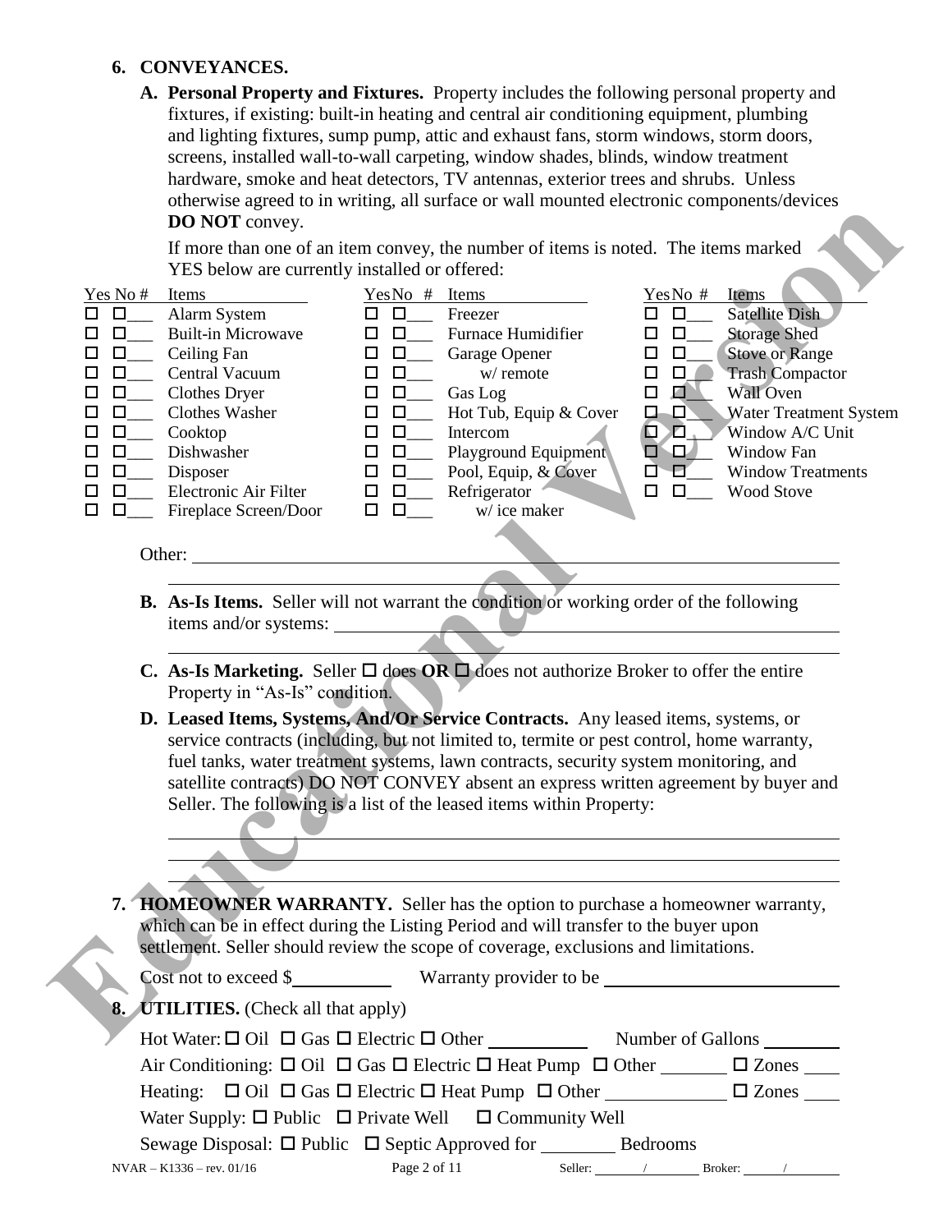## 6. CONVEYANCES.

**A. Personal Property and Fixtures.** Property includes the following personal property and fixtures, if existing: built-in heating and central air conditioning equipment, plumbing and lighting fixtures, sump pump, attic and exhaust fans, storm windows, storm doors, screens, installed wall-to-wall carpeting, window shades, blinds, window treatment hardware, smoke and heat detectors, TV antennas, exterior trees and shrubs. Unless otherwise agreed to in writing, all surface or wall mounted electronic components/devices **DO NOT** convey.

If more than one of an item convey, the number of items is noted. The items marked YES below are currently installed or offered:

| Yes | No | # | Items | Yes | No | # | Items | Yes | No | # | Items |
|---|---|---|---|---|---|---|---|---|---|---|---|
| ☐ | ☐ | ___ | Alarm System | ☐ | ☐ | ___ | Freezer | ☐ | ☐ | ___ | Satellite Dish |
| ☐ | ☐ | ___ | Built-in Microwave | ☐ | ☐ | ___ | Furnace Humidifier | ☐ | ☐ | ___ | Storage Shed |
| ☐ | ☐ | ___ | Ceiling Fan | ☐ | ☐ | ___ | Garage Opener | ☐ | ☐ | ___ | Stove or Range |
| ☐ | ☐ | ___ | Central Vacuum | ☐ | ☐ | ___ | w/ remote | ☐ | ☐ | ___ | Trash Compactor |
| ☐ | ☐ | ___ | Clothes Dryer | ☐ | ☐ | ___ | Gas Log | ☐ | ☐ | ___ | Wall Oven |
| ☐ | ☐ | ___ | Clothes Washer | ☐ | ☐ | ___ | Hot Tub, Equip & Cover | ☐ | ☐ | ___ | Water Treatment System |
| ☐ | ☐ | ___ | Cooktop | ☐ | ☐ | ___ | Intercom | ☐ | ☐ | ___ | Window A/C Unit |
| ☐ | ☐ | ___ | Dishwasher | ☐ | ☐ | ___ | Playground Equipment | ☐ | ☐ | ___ | Window Fan |
| ☐ | ☐ | ___ | Disposer | ☐ | ☐ | ___ | Pool, Equip, & Cover | ☐ | ☐ | ___ | Window Treatments |
| ☐ | ☐ | ___ | Electronic Air Filter | ☐ | ☐ | ___ | Refrigerator | ☐ | ☐ | ___ | Wood Stove |
| ☐ | ☐ | ___ | Fireplace Screen/Door | ☐ | ☐ | ___ | w/ ice maker | | | | |

Other: ______________________________________________________________

______________________________________________________________

**B. As-Is Items.** Seller will not warrant the condition or working order of the following items and/or systems: ______________________________________________

______________________________________________________________

**C. As-Is Marketing.** Seller ☐ does **OR** ☐ does not authorize Broker to offer the entire Property in "As-Is" condition.

**D. Leased Items, Systems, And/Or Service Contracts.** Any leased items, systems, or service contracts (including, but not limited to, termite or pest control, home warranty, fuel tanks, water treatment systems, lawn contracts, security system monitoring, and satellite contracts) DO NOT CONVEY absent an express written agreement by buyer and Seller. The following is a list of the leased items within Property:

______________________________________________________________

______________________________________________________________

______________________________________________________________

## 7. HOMEOWNER WARRANTY.

Seller has the option to purchase a homeowner warranty, which can be in effect during the Listing Period and will transfer to the buyer upon settlement. Seller should review the scope of coverage, exclusions and limitations.

Cost not to exceed $__________ Warranty provider to be ______________________

## 8. UTILITIES. (Check all that apply)

Hot Water: ☐ Oil ☐ Gas ☐ Electric ☐ Other __________ Number of Gallons ________

Air Conditioning: ☐ Oil ☐ Gas ☐ Electric ☐ Heat Pump ☐ Other _______ ☐ Zones ____

Heating: ☐ Oil ☐ Gas ☐ Electric ☐ Heat Pump ☐ Other ____________ ☐ Zones ____

Water Supply: ☐ Public ☐ Private Well ☐ Community Well

Sewage Disposal: ☐ Public ☐ Septic Approved for ________ Bedrooms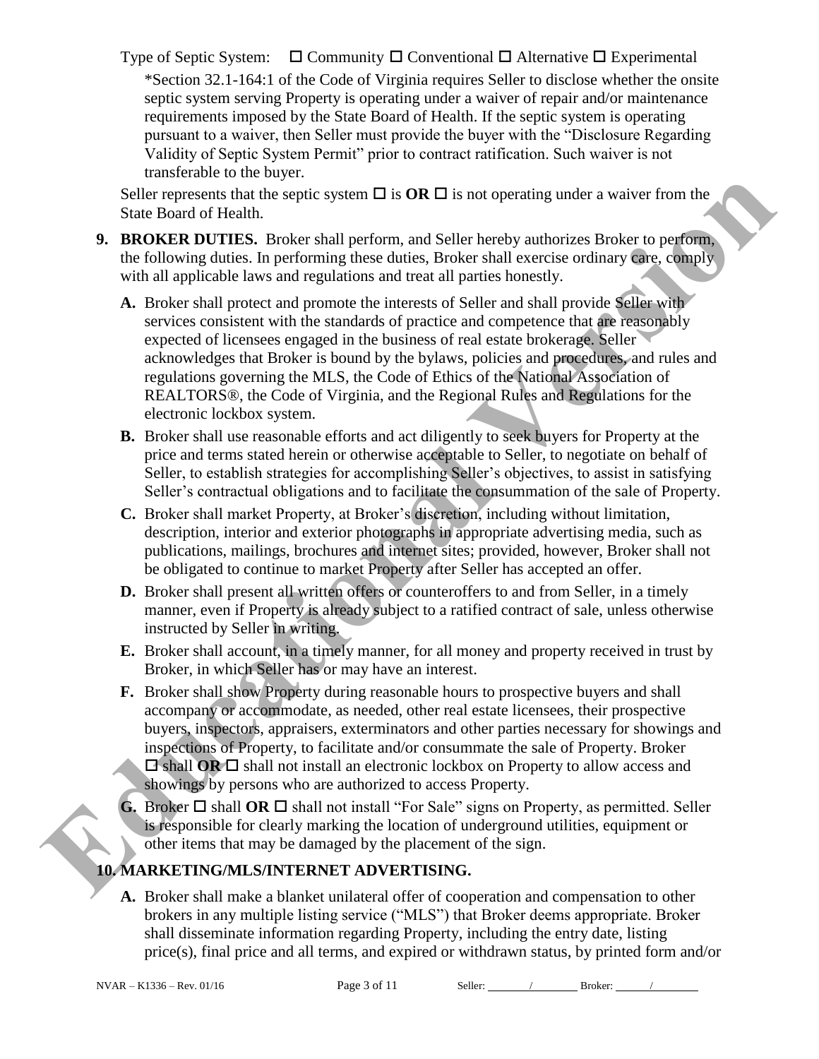Type of Septic System: ☐ Community ☐ Conventional ☐ Alternative ☐ Experimental

*Section 32.1-164:1 of the Code of Virginia requires Seller to disclose whether the onsite septic system serving Property is operating under a waiver of repair and/or maintenance requirements imposed by the State Board of Health. If the septic system is operating pursuant to a waiver, then Seller must provide the buyer with the "Disclosure Regarding Validity of Septic System Permit" prior to contract ratification. Such waiver is not transferable to the buyer.

Seller represents that the septic system ☐ is **OR** ☐ is not operating under a waiver from the State Board of Health.

**9. BROKER DUTIES.** Broker shall perform, and Seller hereby authorizes Broker to perform, the following duties. In performing these duties, Broker shall exercise ordinary care, comply with all applicable laws and regulations and treat all parties honestly.

**A.** Broker shall protect and promote the interests of Seller and shall provide Seller with services consistent with the standards of practice and competence that are reasonably expected of licensees engaged in the business of real estate brokerage. Seller acknowledges that Broker is bound by the bylaws, policies and procedures, and rules and regulations governing the MLS, the Code of Ethics of the National Association of REALTORS®, the Code of Virginia, and the Regional Rules and Regulations for the electronic lockbox system.

**B.** Broker shall use reasonable efforts and act diligently to seek buyers for Property at the price and terms stated herein or otherwise acceptable to Seller, to negotiate on behalf of Seller, to establish strategies for accomplishing Seller's objectives, to assist in satisfying Seller's contractual obligations and to facilitate the consummation of the sale of Property.

**C.** Broker shall market Property, at Broker's discretion, including without limitation, description, interior and exterior photographs in appropriate advertising media, such as publications, mailings, brochures and internet sites; provided, however, Broker shall not be obligated to continue to market Property after Seller has accepted an offer.

**D.** Broker shall present all written offers or counteroffers to and from Seller, in a timely manner, even if Property is already subject to a ratified contract of sale, unless otherwise instructed by Seller in writing.

**E.** Broker shall account, in a timely manner, for all money and property received in trust by Broker, in which Seller has or may have an interest.

**F.** Broker shall show Property during reasonable hours to prospective buyers and shall accompany or accommodate, as needed, other real estate licensees, their prospective buyers, inspectors, appraisers, exterminators and other parties necessary for showings and inspections of Property, to facilitate and/or consummate the sale of Property. Broker ☐ shall **OR** ☐ shall not install an electronic lockbox on Property to allow access and showings by persons who are authorized to access Property.

**G.** Broker ☐ shall **OR** ☐ shall not install "For Sale" signs on Property, as permitted. Seller is responsible for clearly marking the location of underground utilities, equipment or other items that may be damaged by the placement of the sign.

**10. MARKETING/MLS/INTERNET ADVERTISING.**

**A.** Broker shall make a blanket unilateral offer of cooperation and compensation to other brokers in any multiple listing service ("MLS") that Broker deems appropriate. Broker shall disseminate information regarding Property, including the entry date, listing price(s), final price and all terms, and expired or withdrawn status, by printed form and/or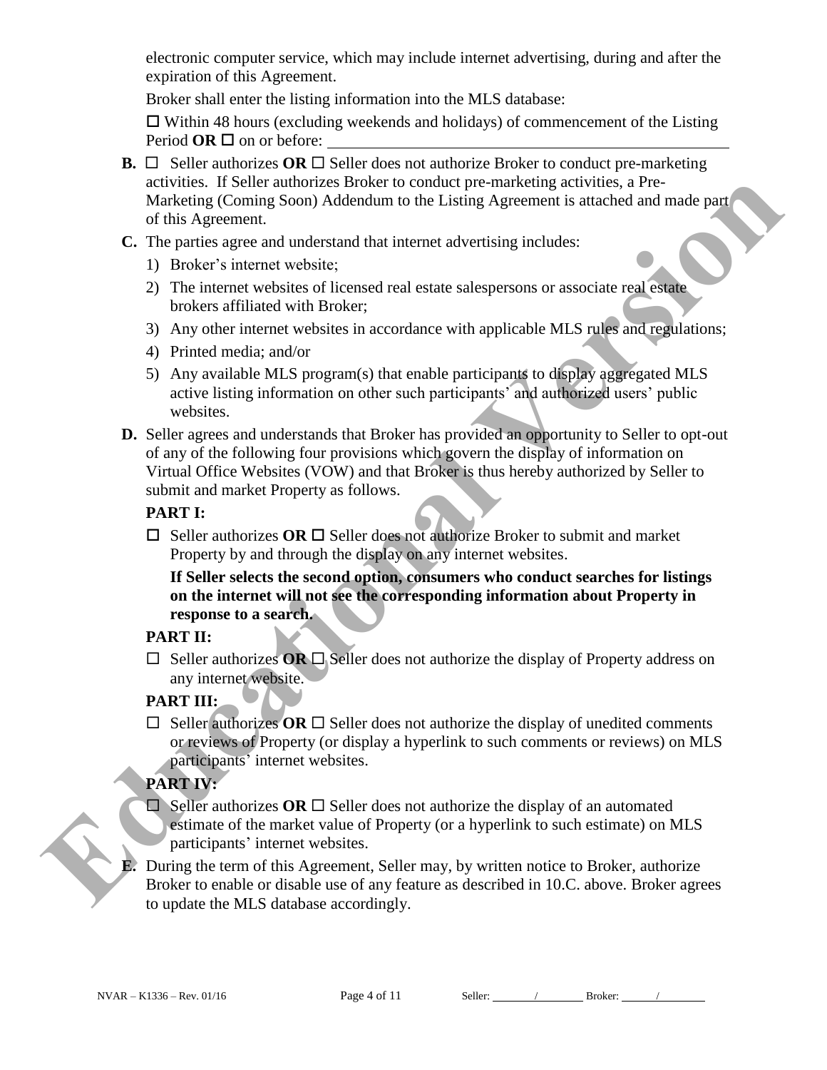electronic computer service, which may include internet advertising, during and after the expiration of this Agreement.

Broker shall enter the listing information into the MLS database:

☐ Within 48 hours (excluding weekends and holidays) of commencement of the Listing Period **OR** ☐ on or before: ______________________

**B.** ☐ Seller authorizes **OR** ☐ Seller does not authorize Broker to conduct pre-marketing activities. If Seller authorizes Broker to conduct pre-marketing activities, a Pre-Marketing (Coming Soon) Addendum to the Listing Agreement is attached and made part of this Agreement.

**C.** The parties agree and understand that internet advertising includes:

1) Broker's internet website;
2) The internet websites of licensed real estate salespersons or associate real estate brokers affiliated with Broker;
3) Any other internet websites in accordance with applicable MLS rules and regulations;
4) Printed media; and/or
5) Any available MLS program(s) that enable participants to display aggregated MLS active listing information on other such participants' and authorized users' public websites.

**D.** Seller agrees and understands that Broker has provided an opportunity to Seller to opt-out of any of the following four provisions which govern the display of information on Virtual Office Websites (VOW) and that Broker is thus hereby authorized by Seller to submit and market Property as follows.

**PART I:**

☐ Seller authorizes **OR** ☐ Seller does not authorize Broker to submit and market Property by and through the display on any internet websites.

**If Seller selects the second option, consumers who conduct searches for listings on the internet will not see the corresponding information about Property in response to a search.**

**PART II:**

☐ Seller authorizes **OR** ☐ Seller does not authorize the display of Property address on any internet website.

**PART III:**

☐ Seller authorizes **OR** ☐ Seller does not authorize the display of unedited comments or reviews of Property (or display a hyperlink to such comments or reviews) on MLS participants' internet websites.

**PART IV:**

☐ Seller authorizes **OR** ☐ Seller does not authorize the display of an automated estimate of the market value of Property (or a hyperlink to such estimate) on MLS participants' internet websites.

**E.** During the term of this Agreement, Seller may, by written notice to Broker, authorize Broker to enable or disable use of any feature as described in 10.C. above. Broker agrees to update the MLS database accordingly.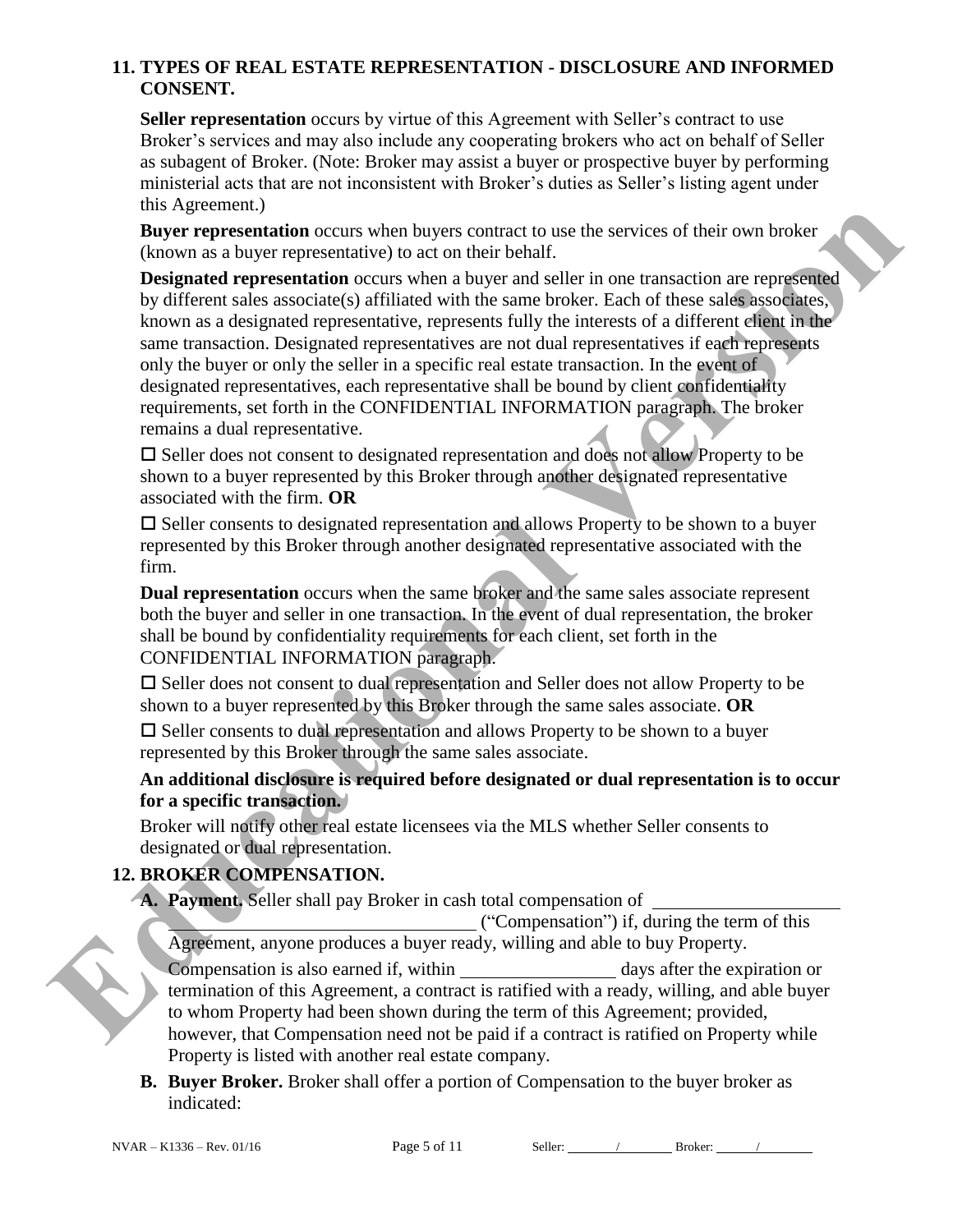## 11. TYPES OF REAL ESTATE REPRESENTATION - DISCLOSURE AND INFORMED CONSENT.

**Seller representation** occurs by virtue of this Agreement with Seller's contract to use Broker's services and may also include any cooperating brokers who act on behalf of Seller as subagent of Broker. (Note: Broker may assist a buyer or prospective buyer by performing ministerial acts that are not inconsistent with Broker's duties as Seller's listing agent under this Agreement.)

**Buyer representation** occurs when buyers contract to use the services of their own broker (known as a buyer representative) to act on their behalf.

**Designated representation** occurs when a buyer and seller in one transaction are represented by different sales associate(s) affiliated with the same broker. Each of these sales associates, known as a designated representative, represents fully the interests of a different client in the same transaction. Designated representatives are not dual representatives if each represents only the buyer or only the seller in a specific real estate transaction. In the event of designated representatives, each representative shall be bound by client confidentiality requirements, set forth in the CONFIDENTIAL INFORMATION paragraph. The broker remains a dual representative.

☐ Seller does not consent to designated representation and does not allow Property to be shown to a buyer represented by this Broker through another designated representative associated with the firm. **OR**

☐ Seller consents to designated representation and allows Property to be shown to a buyer represented by this Broker through another designated representative associated with the firm.

**Dual representation** occurs when the same broker and the same sales associate represent both the buyer and seller in one transaction. In the event of dual representation, the broker shall be bound by confidentiality requirements for each client, set forth in the CONFIDENTIAL INFORMATION paragraph.

☐ Seller does not consent to dual representation and Seller does not allow Property to be shown to a buyer represented by this Broker through the same sales associate. **OR**

☐ Seller consents to dual representation and allows Property to be shown to a buyer represented by this Broker through the same sales associate.

**An additional disclosure is required before designated or dual representation is to occur for a specific transaction.**

Broker will notify other real estate licensees via the MLS whether Seller consents to designated or dual representation.

## 12. BROKER COMPENSATION.

**A. Payment.** Seller shall pay Broker in cash total compensation of ____________________ ________________________________ ("Compensation") if, during the term of this Agreement, anyone produces a buyer ready, willing and able to buy Property.

Compensation is also earned if, within ________________ days after the expiration or termination of this Agreement, a contract is ratified with a ready, willing, and able buyer to whom Property had been shown during the term of this Agreement; provided, however, that Compensation need not be paid if a contract is ratified on Property while Property is listed with another real estate company.

**B. Buyer Broker.** Broker shall offer a portion of Compensation to the buyer broker as indicated: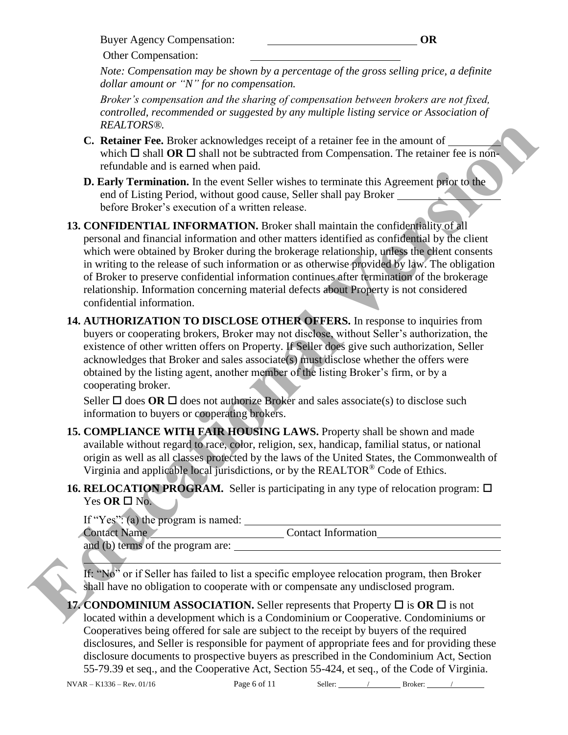Buyer Agency Compensation: \_\_\_\_\_\_\_\_\_\_\_\_\_\_\_\_\_\_\_\_ **OR**

Other Compensation: \_\_\_\_\_\_\_\_\_\_\_\_\_\_\_\_\_\_\_\_

*Note: Compensation may be shown by a percentage of the gross selling price, a definite dollar amount or "N" for no compensation.*

*Broker's compensation and the sharing of compensation between brokers are not fixed, controlled, recommended or suggested by any multiple listing service or Association of REALTORS®.*

**C. Retainer Fee.** Broker acknowledges receipt of a retainer fee in the amount of \_\_\_\_\_\_\_\_ which ☐ shall **OR** ☐ shall not be subtracted from Compensation. The retainer fee is non-refundable and is earned when paid.

**D. Early Termination.** In the event Seller wishes to terminate this Agreement prior to the end of Listing Period, without good cause, Seller shall pay Broker \_\_\_\_\_\_\_\_\_\_\_\_\_\_ before Broker's execution of a written release.

**13. CONFIDENTIAL INFORMATION.** Broker shall maintain the confidentiality of all personal and financial information and other matters identified as confidential by the client which were obtained by Broker during the brokerage relationship, unless the client consents in writing to the release of such information or as otherwise provided by law. The obligation of Broker to preserve confidential information continues after termination of the brokerage relationship. Information concerning material defects about Property is not considered confidential information.

**14. AUTHORIZATION TO DISCLOSE OTHER OFFERS.** In response to inquiries from buyers or cooperating brokers, Broker may not disclose, without Seller's authorization, the existence of other written offers on Property. If Seller does give such authorization, Seller acknowledges that Broker and sales associate(s) must disclose whether the offers were obtained by the listing agent, another member of the listing Broker's firm, or by a cooperating broker.

Seller ☐ does **OR** ☐ does not authorize Broker and sales associate(s) to disclose such information to buyers or cooperating brokers.

**15. COMPLIANCE WITH FAIR HOUSING LAWS.** Property shall be shown and made available without regard to race, color, religion, sex, handicap, familial status, or national origin as well as all classes protected by the laws of the United States, the Commonwealth of Virginia and applicable local jurisdictions, or by the REALTOR® Code of Ethics.

**16. RELOCATION PROGRAM.** Seller is participating in any type of relocation program: ☐ Yes **OR** ☐ No.

If "Yes": (a) the program is named: \_\_\_\_\_\_\_\_\_\_\_\_\_\_\_\_\_\_\_\_\_\_\_\_\_\_\_\_\_\_

Contact Name \_\_\_\_\_\_\_\_\_\_\_\_\_\_\_\_\_\_\_\_ Contact Information \_\_\_\_\_\_\_\_\_\_\_\_\_\_\_\_\_\_\_\_

and (b) terms of the program are: \_\_\_\_\_\_\_\_\_\_\_\_\_\_\_\_\_\_\_\_\_\_\_\_\_\_\_\_\_\_

\_\_\_\_\_\_\_\_\_\_\_\_\_\_\_\_\_\_\_\_\_\_\_\_\_\_\_\_\_\_\_\_\_\_\_\_\_\_\_\_\_\_\_\_\_\_\_\_\_\_\_\_\_\_\_\_\_\_

If: "No" or if Seller has failed to list a specific employee relocation program, then Broker shall have no obligation to cooperate with or compensate any undisclosed program.

**17. CONDOMINIUM ASSOCIATION.** Seller represents that Property ☐ is **OR** ☐ is not located within a development which is a Condominium or Cooperative. Condominiums or Cooperatives being offered for sale are subject to the receipt by buyers of the required disclosures, and Seller is responsible for payment of appropriate fees and for providing these disclosure documents to prospective buyers as prescribed in the Condominium Act, Section 55-79.39 et seq., and the Cooperative Act, Section 55-424, et seq., of the Code of Virginia.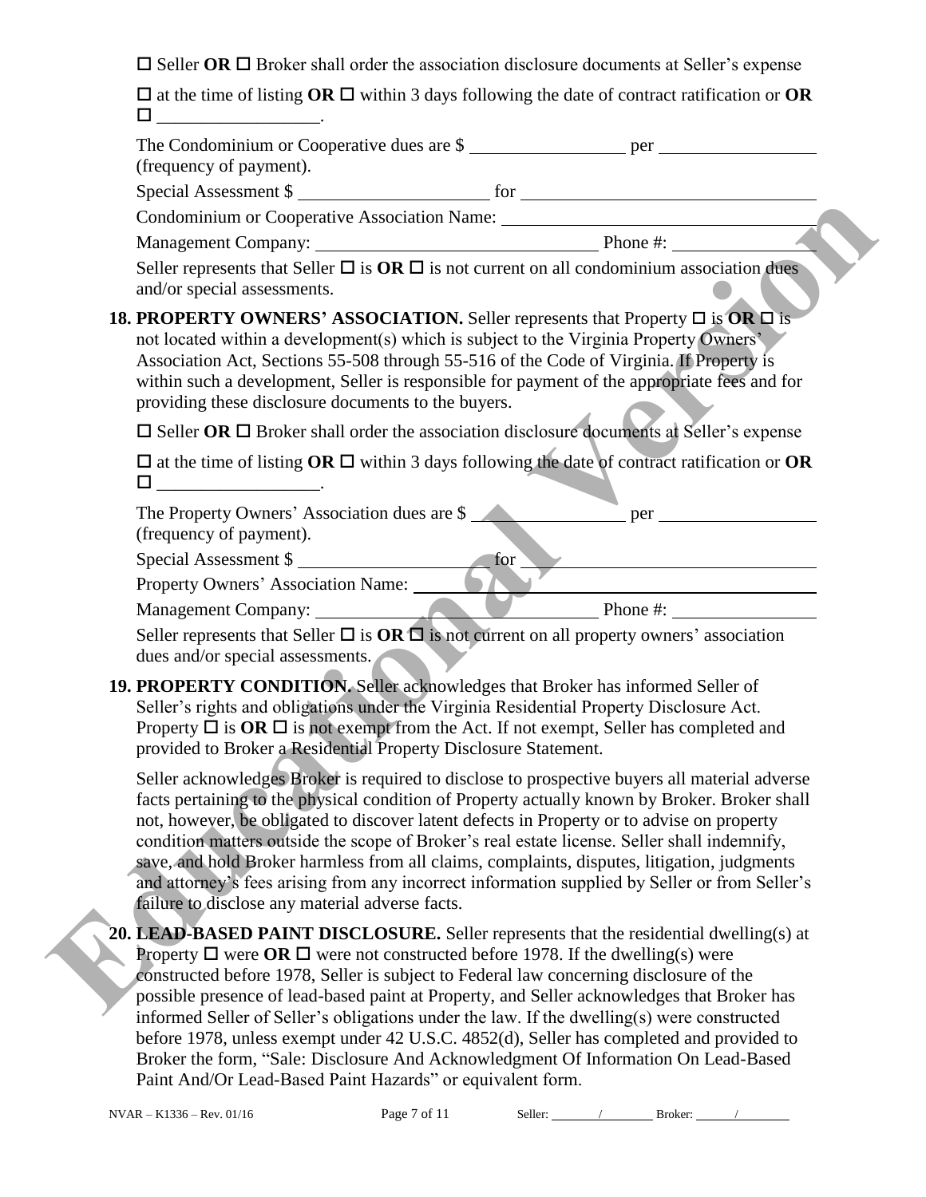☐ Seller **OR** ☐ Broker shall order the association disclosure documents at Seller's expense

☐ at the time of listing **OR** ☐ within 3 days following the date of contract ratification or **OR** ☐ \_\_\_\_\_\_\_\_\_\_\_\_\_\_\_\_\_\_.

The Condominium or Cooperative dues are $ \_\_\_\_\_\_\_\_\_\_\_\_\_\_\_\_\_ per \_\_\_\_\_\_\_\_\_\_\_\_\_\_\_\_\_ (frequency of payment).

Special Assessment $ \_\_\_\_\_\_\_\_\_\_\_\_\_\_\_\_\_\_\_\_\_ for \_\_\_\_\_\_\_\_\_\_\_\_\_\_\_\_\_\_\_\_\_\_\_\_\_\_\_\_\_\_\_\_\_\_

Condominium or Cooperative Association Name: \_\_\_\_\_\_\_\_\_\_\_\_\_\_\_\_\_\_\_\_\_\_\_\_\_\_\_\_\_\_\_\_\_\_

Management Company: \_\_\_\_\_\_\_\_\_\_\_\_\_\_\_\_\_\_\_\_\_\_\_\_\_\_\_\_\_\_\_\_ Phone #: \_\_\_\_\_\_\_\_\_\_\_\_\_\_\_\_

Seller represents that Seller ☐ is **OR** ☐ is not current on all condominium association dues and/or special assessments.

**18. PROPERTY OWNERS' ASSOCIATION.** Seller represents that Property ☐ is **OR** ☐ is not located within a development(s) which is subject to the Virginia Property Owners' Association Act, Sections 55-508 through 55-516 of the Code of Virginia. If Property is within such a development, Seller is responsible for payment of the appropriate fees and for providing these disclosure documents to the buyers.

☐ Seller **OR** ☐ Broker shall order the association disclosure documents at Seller's expense

☐ at the time of listing **OR** ☐ within 3 days following the date of contract ratification or **OR** ☐ \_\_\_\_\_\_\_\_\_\_\_\_\_\_\_\_\_\_.

The Property Owners' Association dues are $ \_\_\_\_\_\_\_\_\_\_\_\_\_\_\_\_\_ per \_\_\_\_\_\_\_\_\_\_\_\_\_\_\_\_\_ (frequency of payment).

Special Assessment $ \_\_\_\_\_\_\_\_\_\_\_\_\_\_\_\_\_\_\_\_\_ for \_\_\_\_\_\_\_\_\_\_\_\_\_\_\_\_\_\_\_\_\_\_\_\_\_\_\_\_\_\_\_\_\_\_

Property Owners' Association Name: \_\_\_\_\_\_\_\_\_\_\_\_\_\_\_\_\_\_\_\_\_\_\_\_\_\_\_\_\_\_\_\_\_\_\_\_\_\_\_\_\_\_

Management Company: \_\_\_\_\_\_\_\_\_\_\_\_\_\_\_\_\_\_\_\_\_\_\_\_\_\_\_\_\_\_\_\_ Phone #: \_\_\_\_\_\_\_\_\_\_\_\_\_\_\_\_

Seller represents that Seller ☐ is **OR** ☐ is not current on all property owners' association dues and/or special assessments.

**19. PROPERTY CONDITION.** Seller acknowledges that Broker has informed Seller of Seller's rights and obligations under the Virginia Residential Property Disclosure Act. Property ☐ is **OR** ☐ is not exempt from the Act. If not exempt, Seller has completed and provided to Broker a Residential Property Disclosure Statement.

Seller acknowledges Broker is required to disclose to prospective buyers all material adverse facts pertaining to the physical condition of Property actually known by Broker. Broker shall not, however, be obligated to discover latent defects in Property or to advise on property condition matters outside the scope of Broker's real estate license. Seller shall indemnify, save, and hold Broker harmless from all claims, complaints, disputes, litigation, judgments and attorney's fees arising from any incorrect information supplied by Seller or from Seller's failure to disclose any material adverse facts.

**20. LEAD-BASED PAINT DISCLOSURE.** Seller represents that the residential dwelling(s) at Property ☐ were **OR** ☐ were not constructed before 1978. If the dwelling(s) were constructed before 1978, Seller is subject to Federal law concerning disclosure of the possible presence of lead-based paint at Property, and Seller acknowledges that Broker has informed Seller of Seller's obligations under the law. If the dwelling(s) were constructed before 1978, unless exempt under 42 U.S.C. 4852(d), Seller has completed and provided to Broker the form, "Sale: Disclosure And Acknowledgment Of Information On Lead-Based Paint And/Or Lead-Based Paint Hazards" or equivalent form.

NVAR – K1336 – Rev. 01/16 Seller: \_\_\_\_\_\_\_/\_\_\_\_\_\_\_ Broker: \_\_\_\_\_\_\_/\_\_\_\_\_\_\_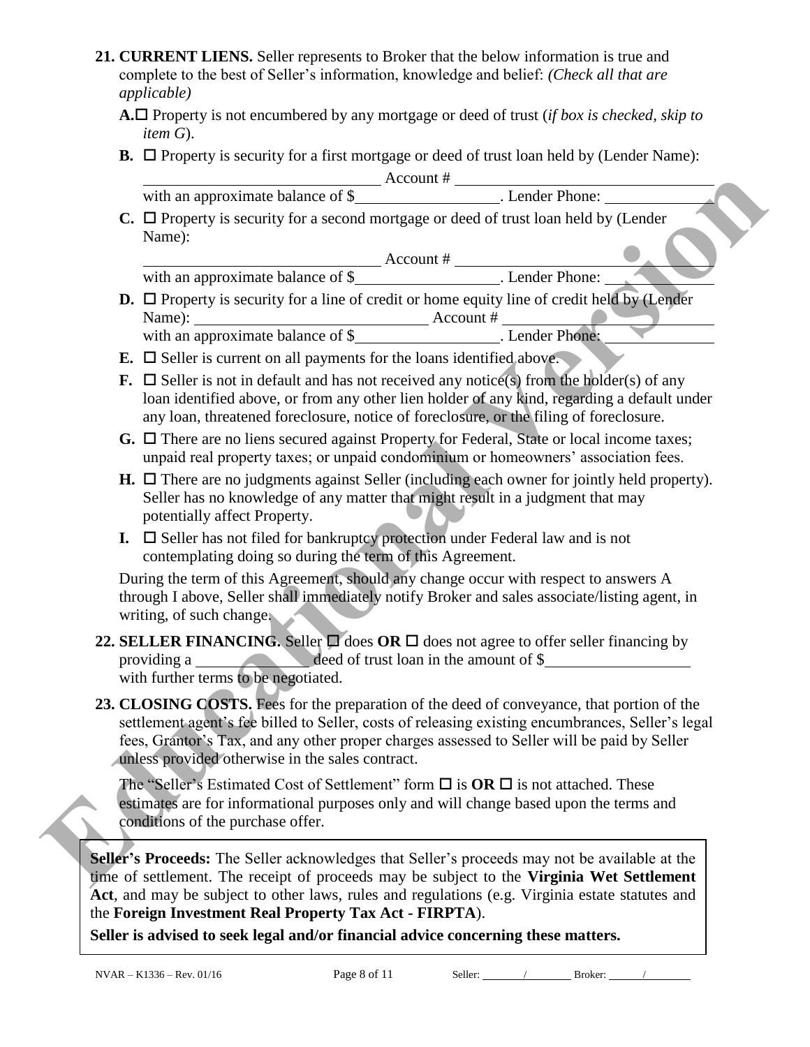**21. CURRENT LIENS.** Seller represents to Broker that the below information is true and complete to the best of Seller's information, knowledge and belief: *(Check all that are applicable)*

**A.** ☐ Property is not encumbered by any mortgage or deed of trust (*if box is checked, skip to item G*).

**B.** ☐ Property is security for a first mortgage or deed of trust loan held by (Lender Name): \_\_\_\_\_\_\_\_\_\_\_\_\_\_\_\_\_\_\_\_ Account # \_\_\_\_\_\_\_\_\_\_\_\_\_\_\_\_\_\_\_\_ with an approximate balance of $\_\_\_\_\_\_\_\_\_\_\_\_\_\_. Lender Phone: \_\_\_\_\_\_\_\_\_\_\_\_

**C.** ☐ Property is security for a second mortgage or deed of trust loan held by (Lender Name): \_\_\_\_\_\_\_\_\_\_\_\_\_\_\_\_\_\_\_\_ Account # \_\_\_\_\_\_\_\_\_\_\_\_\_\_\_\_\_\_\_\_ with an approximate balance of $\_\_\_\_\_\_\_\_\_\_\_\_\_\_. Lender Phone: \_\_\_\_\_\_\_\_\_\_\_\_

**D.** ☐ Property is security for a line of credit or home equity line of credit held by (Lender Name): \_\_\_\_\_\_\_\_\_\_\_\_\_\_\_\_\_\_\_\_ Account # \_\_\_\_\_\_\_\_\_\_\_\_\_\_\_\_\_\_\_\_ with an approximate balance of $\_\_\_\_\_\_\_\_\_\_\_\_\_\_. Lender Phone: \_\_\_\_\_\_\_\_\_\_\_\_

**E.** ☐ Seller is current on all payments for the loans identified above.

**F.** ☐ Seller is not in default and has not received any notice(s) from the holder(s) of any loan identified above, or from any other lien holder of any kind, regarding a default under any loan, threatened foreclosure, notice of foreclosure, or the filing of foreclosure.

**G.** ☐ There are no liens secured against Property for Federal, State or local income taxes; unpaid real property taxes; or unpaid condominium or homeowners' association fees.

**H.** ☐ There are no judgments against Seller (including each owner for jointly held property). Seller has no knowledge of any matter that might result in a judgment that may potentially affect Property.

**I.** ☐ Seller has not filed for bankruptcy protection under Federal law and is not contemplating doing so during the term of this Agreement.

During the term of this Agreement, should any change occur with respect to answers A through I above, Seller shall immediately notify Broker and sales associate/listing agent, in writing, of such change.

**22. SELLER FINANCING.** Seller ☐ does **OR** ☐ does not agree to offer seller financing by providing a \_\_\_\_\_\_\_\_\_\_\_\_ deed of trust loan in the amount of $\_\_\_\_\_\_\_\_\_\_\_\_\_\_ with further terms to be negotiated.

**23. CLOSING COSTS.** Fees for the preparation of the deed of conveyance, that portion of the settlement agent's fee billed to Seller, costs of releasing existing encumbrances, Seller's legal fees, Grantor's Tax, and any other proper charges assessed to Seller will be paid by Seller unless provided otherwise in the sales contract.

The "Seller's Estimated Cost of Settlement" form ☐ is **OR** ☐ is not attached. These estimates are for informational purposes only and will change based upon the terms and conditions of the purchase offer.

**Seller's Proceeds:** The Seller acknowledges that Seller's proceeds may not be available at the time of settlement. The receipt of proceeds may be subject to the **Virginia Wet Settlement Act**, and may be subject to other laws, rules and regulations (e.g. Virginia estate statutes and the **Foreign Investment Real Property Tax Act - FIRPTA**).

**Seller is advised to seek legal and/or financial advice concerning these matters.**

NVAR – K1336 – Rev. 01/16 Seller: \_\_\_\_\_/\_\_\_\_\_ Broker: \_\_\_\_\_/\_\_\_\_\_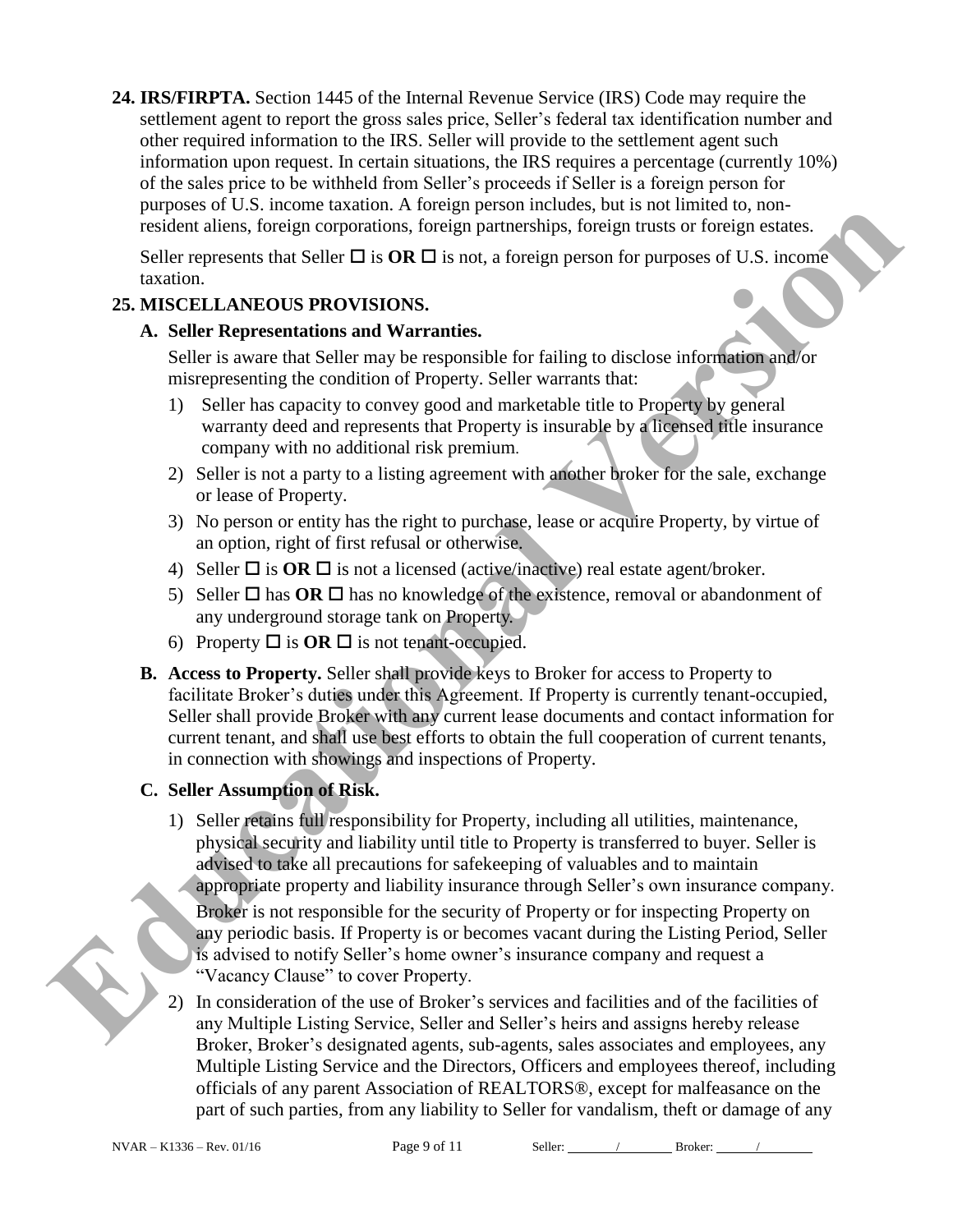**24. IRS/FIRPTA.** Section 1445 of the Internal Revenue Service (IRS) Code may require the settlement agent to report the gross sales price, Seller's federal tax identification number and other required information to the IRS. Seller will provide to the settlement agent such information upon request. In certain situations, the IRS requires a percentage (currently 10%) of the sales price to be withheld from Seller's proceeds if Seller is a foreign person for purposes of U.S. income taxation. A foreign person includes, but is not limited to, non-resident aliens, foreign corporations, foreign partnerships, foreign trusts or foreign estates.

Seller represents that Seller ☐ is **OR** ☐ is not, a foreign person for purposes of U.S. income taxation.

**25. MISCELLANEOUS PROVISIONS.**

**A. Seller Representations and Warranties.**

Seller is aware that Seller may be responsible for failing to disclose information and/or misrepresenting the condition of Property. Seller warrants that:

1) Seller has capacity to convey good and marketable title to Property by general warranty deed and represents that Property is insurable by a licensed title insurance company with no additional risk premium.
2) Seller is not a party to a listing agreement with another broker for the sale, exchange or lease of Property.
3) No person or entity has the right to purchase, lease or acquire Property, by virtue of an option, right of first refusal or otherwise.
4) Seller ☐ is **OR** ☐ is not a licensed (active/inactive) real estate agent/broker.
5) Seller ☐ has **OR** ☐ has no knowledge of the existence, removal or abandonment of any underground storage tank on Property.
6) Property ☐ is **OR** ☐ is not tenant-occupied.

**B. Access to Property.** Seller shall provide keys to Broker for access to Property to facilitate Broker's duties under this Agreement. If Property is currently tenant-occupied, Seller shall provide Broker with any current lease documents and contact information for current tenant, and shall use best efforts to obtain the full cooperation of current tenants, in connection with showings and inspections of Property.

**C. Seller Assumption of Risk.**

1) Seller retains full responsibility for Property, including all utilities, maintenance, physical security and liability until title to Property is transferred to buyer. Seller is advised to take all precautions for safekeeping of valuables and to maintain appropriate property and liability insurance through Seller's own insurance company.

   Broker is not responsible for the security of Property or for inspecting Property on any periodic basis. If Property is or becomes vacant during the Listing Period, Seller is advised to notify Seller's home owner's insurance company and request a "Vacancy Clause" to cover Property.

2) In consideration of the use of Broker's services and facilities and of the facilities of any Multiple Listing Service, Seller and Seller's heirs and assigns hereby release Broker, Broker's designated agents, sub-agents, sales associates and employees, any Multiple Listing Service and the Directors, Officers and employees thereof, including officials of any parent Association of REALTORS®, except for malfeasance on the part of such parties, from any liability to Seller for vandalism, theft or damage of any

NVAR – K1336 – Rev. 01/16 Seller: ______/______ Broker: ______/______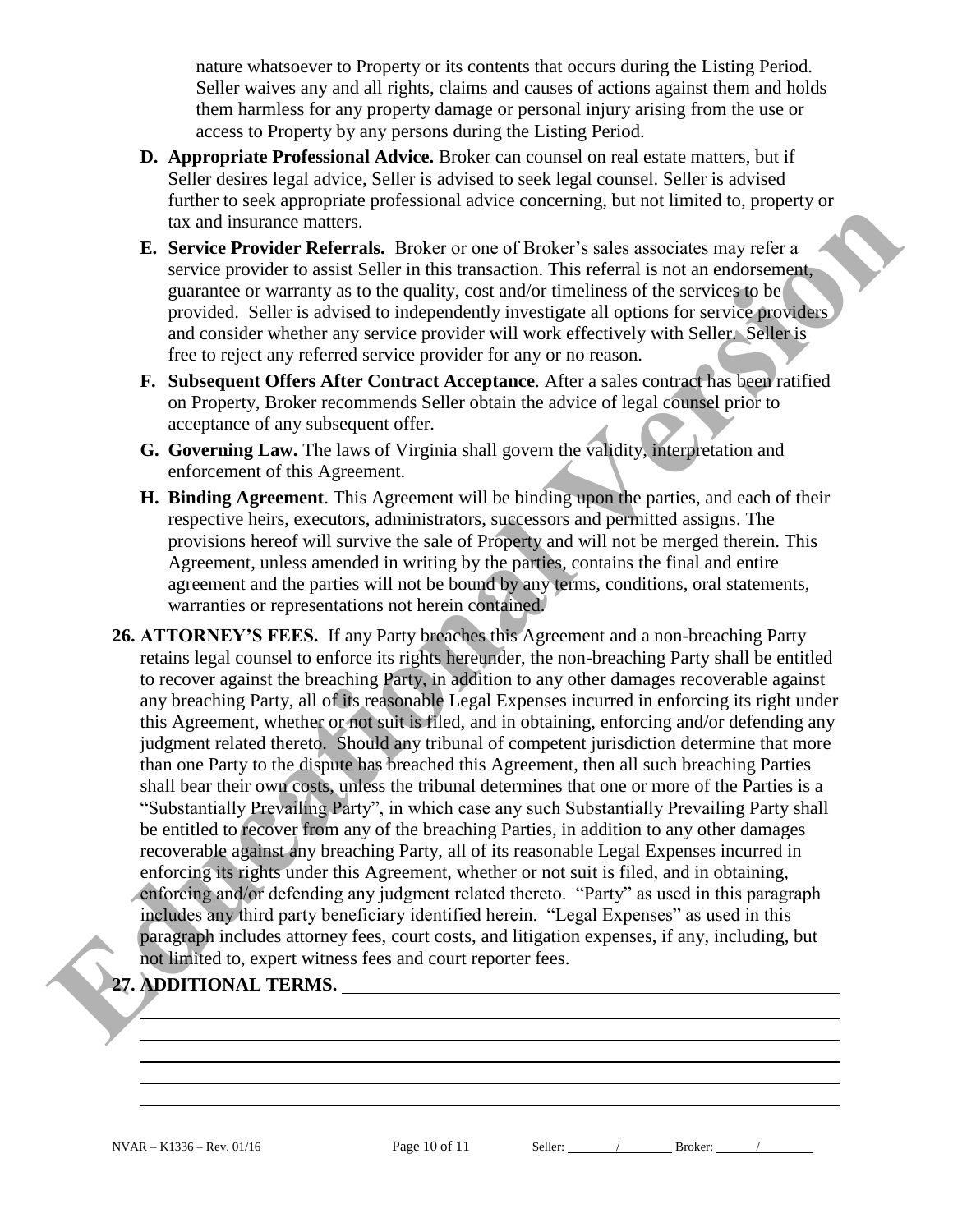nature whatsoever to Property or its contents that occurs during the Listing Period. Seller waives any and all rights, claims and causes of actions against them and holds them harmless for any property damage or personal injury arising from the use or access to Property by any persons during the Listing Period.

**D. Appropriate Professional Advice.** Broker can counsel on real estate matters, but if Seller desires legal advice, Seller is advised to seek legal counsel. Seller is advised further to seek appropriate professional advice concerning, but not limited to, property or tax and insurance matters.

**E. Service Provider Referrals.** Broker or one of Broker's sales associates may refer a service provider to assist Seller in this transaction. This referral is not an endorsement, guarantee or warranty as to the quality, cost and/or timeliness of the services to be provided. Seller is advised to independently investigate all options for service providers and consider whether any service provider will work effectively with Seller. Seller is free to reject any referred service provider for any or no reason.

**F. Subsequent Offers After Contract Acceptance**. After a sales contract has been ratified on Property, Broker recommends Seller obtain the advice of legal counsel prior to acceptance of any subsequent offer.

**G. Governing Law.** The laws of Virginia shall govern the validity, interpretation and enforcement of this Agreement.

**H. Binding Agreement**. This Agreement will be binding upon the parties, and each of their respective heirs, executors, administrators, successors and permitted assigns. The provisions hereof will survive the sale of Property and will not be merged therein. This Agreement, unless amended in writing by the parties, contains the final and entire agreement and the parties will not be bound by any terms, conditions, oral statements, warranties or representations not herein contained.

**26. ATTORNEY'S FEES.** If any Party breaches this Agreement and a non-breaching Party retains legal counsel to enforce its rights hereunder, the non-breaching Party shall be entitled to recover against the breaching Party, in addition to any other damages recoverable against any breaching Party, all of its reasonable Legal Expenses incurred in enforcing its right under this Agreement, whether or not suit is filed, and in obtaining, enforcing and/or defending any judgment related thereto. Should any tribunal of competent jurisdiction determine that more than one Party to the dispute has breached this Agreement, then all such breaching Parties shall bear their own costs, unless the tribunal determines that one or more of the Parties is a "Substantially Prevailing Party", in which case any such Substantially Prevailing Party shall be entitled to recover from any of the breaching Parties, in addition to any other damages recoverable against any breaching Party, all of its reasonable Legal Expenses incurred in enforcing its rights under this Agreement, whether or not suit is filed, and in obtaining, enforcing and/or defending any judgment related thereto. "Party" as used in this paragraph includes any third party beneficiary identified herein. "Legal Expenses" as used in this paragraph includes attorney fees, court costs, and litigation expenses, if any, including, but not limited to, expert witness fees and court reporter fees.

**27. ADDITIONAL TERMS.** ______________________________________________

______________________________________________________________________

______________________________________________________________________

______________________________________________________________________

______________________________________________________________________

______________________________________________________________________

NVAR – K1336 – Rev. 01/16 Seller: ____/____ Broker: ____/____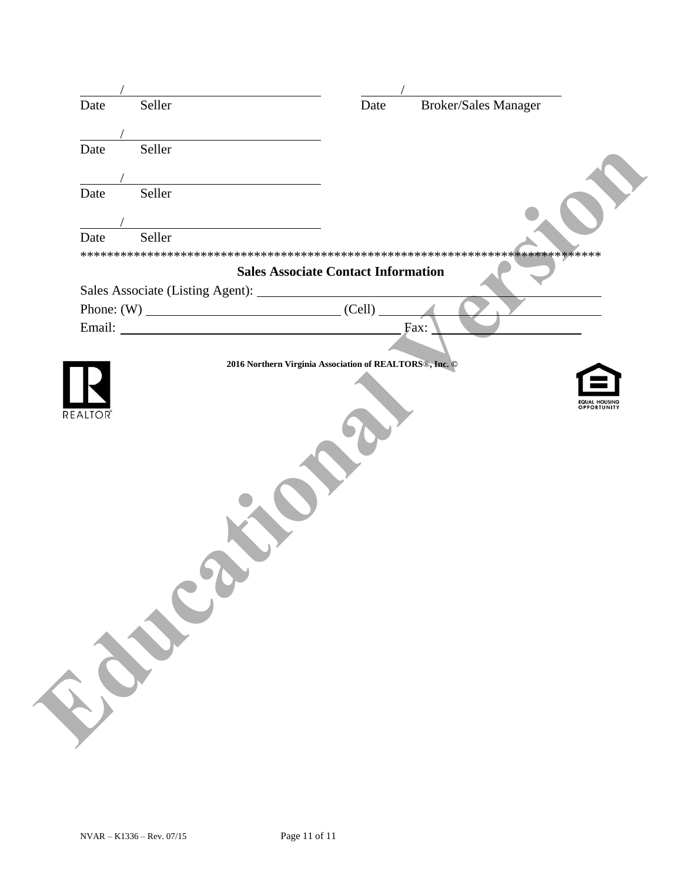\_\_\_\_\_\_/\_\_\_\_\_\_\_\_\_\_\_\_\_\_\_\_\_\_\_\_\_\_\_\_\_\_\_\_\_\_  
Date Seller

\_\_\_\_\_\_/\_\_\_\_\_\_\_\_\_\_\_\_\_\_\_\_\_\_\_\_\_\_\_\_\_\_\_\_\_\_  
Date Broker/Sales Manager

\_\_\_\_\_\_/\_\_\_\_\_\_\_\_\_\_\_\_\_\_\_\_\_\_\_\_\_\_\_\_\_\_\_\_\_\_  
Date Seller

\_\_\_\_\_\_/\_\_\_\_\_\_\_\_\_\_\_\_\_\_\_\_\_\_\_\_\_\_\_\_\_\_\_\_\_\_  
Date Seller

\_\_\_\_\_\_/\_\_\_\_\_\_\_\_\_\_\_\_\_\_\_\_\_\_\_\_\_\_\_\_\_\_\_\_\_\_  
Date Seller

********************************************************************************

**Sales Associate Contact Information**

Sales Associate (Listing Agent): \_\_\_\_\_\_\_\_\_\_\_\_\_\_\_\_\_\_\_\_\_\_\_\_\_\_\_\_\_\_\_\_\_\_\_\_\_\_\_\_

Phone: (W) \_\_\_\_\_\_\_\_\_\_\_\_\_\_\_\_\_\_\_\_\_\_\_\_ (Cell) \_\_\_\_\_\_\_\_\_\_\_\_\_\_\_\_\_\_\_\_\_\_\_\_

Email: \_\_\_\_\_\_\_\_\_\_\_\_\_\_\_\_\_\_\_\_\_\_\_\_\_\_\_\_\_\_\_\_\_\_\_\_\_\_ Fax: \_\_\_\_\_\_\_\_\_\_\_\_\_\_\_\_\_\_\_\_

**2016 Northern Virginia Association of REALTORS®, Inc. ©**

REALTOR®

EQUAL HOUSING OPPORTUNITY

Educational Version

NVAR – K1336 – Rev. 07/15